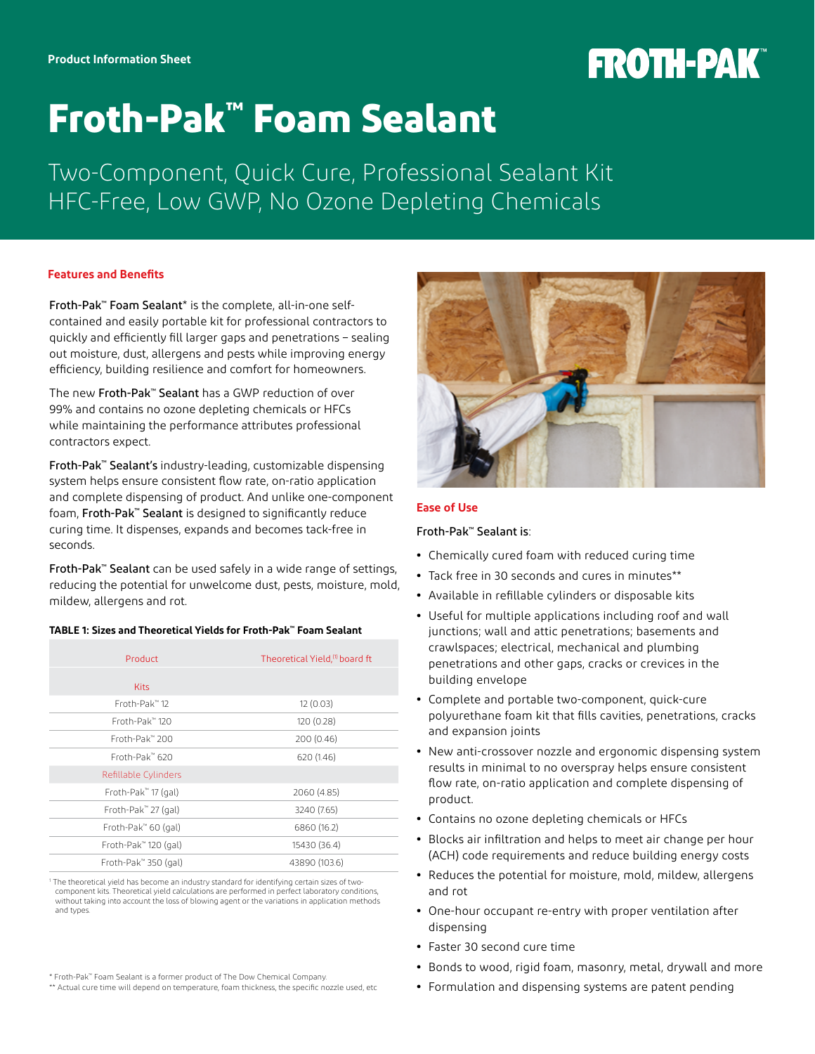Product Information Sheet

FROTH-PAK™

# Froth-Pak™ Foam Sealant

Two-Component, Quick Cure, Professional Sealant Kit
HFC-Free, Low GWP, No Ozone Depleting Chemicals

## Features and Benefits

**Froth-Pak™ Foam Sealant*** is the complete, all-in-one self-contained and easily portable kit for professional contractors to quickly and efficiently fill larger gaps and penetrations – sealing out moisture, dust, allergens and pests while improving energy efficiency, building resilience and comfort for homeowners.

The new **Froth-Pak™ Sealant** has a GWP reduction of over 99% and contains no ozone depleting chemicals or HFCs while maintaining the performance attributes professional contractors expect.

**Froth-Pak™ Sealant's** industry-leading, customizable dispensing system helps ensure consistent flow rate, on-ratio application and complete dispensing of product. And unlike one-component foam, **Froth-Pak™ Sealant** is designed to significantly reduce curing time. It dispenses, expands and becomes tack-free in seconds.

**Froth-Pak™ Sealant** can be used safely in a wide range of settings, reducing the potential for unwelcome dust, pests, moisture, mold, mildew, allergens and rot.

**TABLE 1: Sizes and Theoretical Yields for Froth-Pak™ Foam Sealant**

| Product | Theoretical Yield,[1] board ft |
|---|---|
| Kits | |
| Froth-Pak™ 12 | 12 (0.03) |
| Froth-Pak™ 120 | 120 (0.28) |
| Froth-Pak™ 200 | 200 (0.46) |
| Froth-Pak™ 620 | 620 (1.46) |
| Refillable Cylinders | |
| Froth-Pak™ 17 (gal) | 2060 (4.85) |
| Froth-Pak™ 27 (gal) | 3240 (7.65) |
| Froth-Pak™ 60 (gal) | 6860 (16.2) |
| Froth-Pak™ 120 (gal) | 15430 (36.4) |
| Froth-Pak™ 350 (gal) | 43890 (103.6) |

[1] The theoretical yield has become an industry standard for identifying certain sizes of two-component kits. Theoretical yield calculations are performed in perfect laboratory conditions, without taking into account the loss of blowing agent or the variations in application methods and types.

## Ease of Use

**Froth-Pak™ Sealant is**:

- Chemically cured foam with reduced curing time
- Tack free in 30 seconds and cures in minutes**
- Available in refillable cylinders or disposable kits
- Useful for multiple applications including roof and wall junctions; wall and attic penetrations; basements and crawlspaces; electrical, mechanical and plumbing penetrations and other gaps, cracks or crevices in the building envelope
- Complete and portable two-component, quick-cure polyurethane foam kit that fills cavities, penetrations, cracks and expansion joints
- New anti-crossover nozzle and ergonomic dispensing system results in minimal to no overspray helps ensure consistent flow rate, on-ratio application and complete dispensing of product.
- Contains no ozone depleting chemicals or HFCs
- Blocks air infiltration and helps to meet air change per hour (ACH) code requirements and reduce building energy costs
- Reduces the potential for moisture, mold, mildew, allergens and rot
- One-hour occupant re-entry with proper ventilation after dispensing
- Faster 30 second cure time
- Bonds to wood, rigid foam, masonry, metal, drywall and more
- Formulation and dispensing systems are patent pending

* Froth-Pak™ Foam Sealant is a former product of The Dow Chemical Company.
** Actual cure time will depend on temperature, foam thickness, the specific nozzle used, etc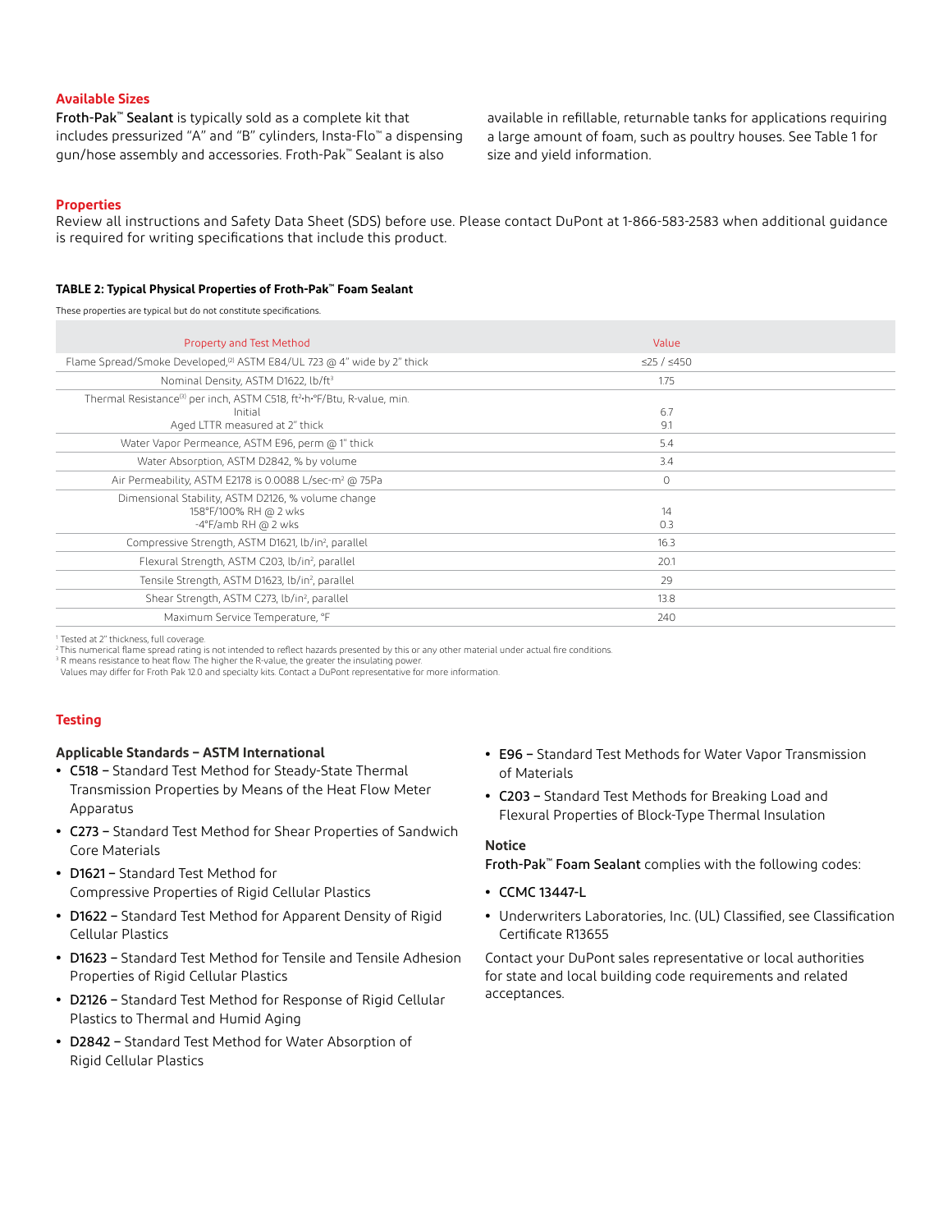## Available Sizes

**Froth-Pak™ Sealant** is typically sold as a complete kit that includes pressurized "A" and "B" cylinders, Insta-Flo™ a dispensing gun/hose assembly and accessories. Froth-Pak™ Sealant is also available in refillable, returnable tanks for applications requiring a large amount of foam, such as poultry houses. See Table 1 for size and yield information.

## Properties

Review all instructions and Safety Data Sheet (SDS) before use. Please contact DuPont at 1-866-583-2583 when additional guidance is required for writing specifications that include this product.

**TABLE 2: Typical Physical Properties of Froth-Pak™ Foam Sealant**

These properties are typical but do not constitute specifications.

| Property and Test Method | Value |
|---|---|
| Flame Spread/Smoke Developed,[2] ASTM E84/UL 723 @ 4" wide by 2" thick | ≤25 / ≤450 |
| Nominal Density, ASTM D1622, lb/ft³ | 1.75 |
| Thermal Resistance[3] per inch, ASTM C518, ft²·h·°F/Btu, R-value, min.<br>Initial<br>Aged LTTR measured at 2" thick | <br>6.7<br>9.1 |
| Water Vapor Permeance, ASTM E96, perm @ 1" thick | 5.4 |
| Water Absorption, ASTM D2842, % by volume | 3.4 |
| Air Permeability, ASTM E2178 is 0.0088 L/sec-m² @ 75Pa | 0 |
| Dimensional Stability, ASTM D2126, % volume change<br>158°F/100% RH @ 2 wks<br>-4°F/amb RH @ 2 wks | <br>14<br>0.3 |
| Compressive Strength, ASTM D1621, lb/in², parallel | 16.3 |
| Flexural Strength, ASTM C203, lb/in², parallel | 20.1 |
| Tensile Strength, ASTM D1623, lb/in², parallel | 29 |
| Shear Strength, ASTM C273, lb/in², parallel | 13.8 |
| Maximum Service Temperature, °F | 240 |

[1] Tested at 2" thickness, full coverage.
[2] This numerical flame spread rating is not intended to reflect hazards presented by this or any other material under actual fire conditions.
[3] R means resistance to heat flow. The higher the R-value, the greater the insulating power.
Values may differ for Froth Pak 12.0 and specialty kits. Contact a DuPont representative for more information.

## Testing

### Applicable Standards – ASTM International

- **C518 –** Standard Test Method for Steady-State Thermal Transmission Properties by Means of the Heat Flow Meter Apparatus
- **C273 –** Standard Test Method for Shear Properties of Sandwich Core Materials
- **D1621 –** Standard Test Method for Compressive Properties of Rigid Cellular Plastics
- **D1622 –** Standard Test Method for Apparent Density of Rigid Cellular Plastics
- **D1623 –** Standard Test Method for Tensile and Tensile Adhesion Properties of Rigid Cellular Plastics
- **D2126 –** Standard Test Method for Response of Rigid Cellular Plastics to Thermal and Humid Aging
- **D2842 –** Standard Test Method for Water Absorption of Rigid Cellular Plastics
- **E96 –** Standard Test Methods for Water Vapor Transmission of Materials
- **C203 –** Standard Test Methods for Breaking Load and Flexural Properties of Block-Type Thermal Insulation

### Notice

**Froth-Pak™ Foam Sealant** complies with the following codes:

- **CCMC 13447-L**
- Underwriters Laboratories, Inc. (UL) Classified, see Classification Certificate R13655

Contact your DuPont sales representative or local authorities for state and local building code requirements and related acceptances.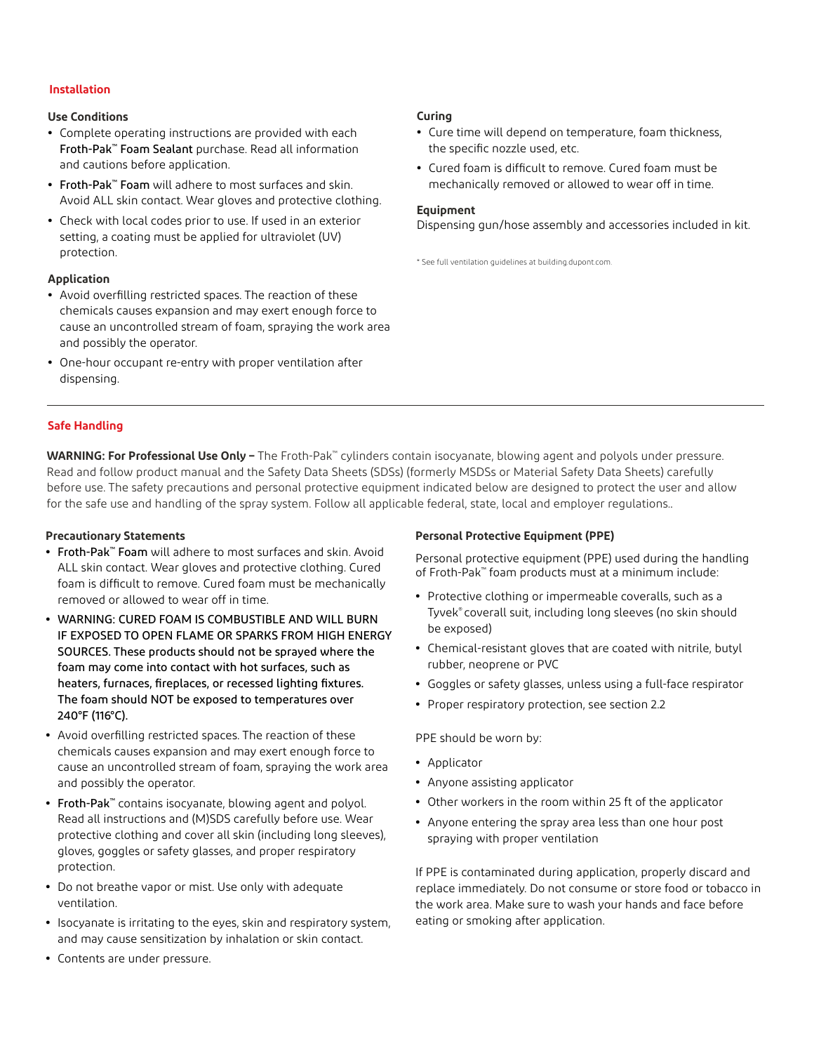## Installation

### Use Conditions

- Complete operating instructions are provided with each Froth-Pak™ Foam Sealant purchase. Read all information and cautions before application.
- Froth-Pak™ Foam will adhere to most surfaces and skin. Avoid ALL skin contact. Wear gloves and protective clothing.
- Check with local codes prior to use. If used in an exterior setting, a coating must be applied for ultraviolet (UV) protection.

### Application

- Avoid overfilling restricted spaces. The reaction of these chemicals causes expansion and may exert enough force to cause an uncontrolled stream of foam, spraying the work area and possibly the operator.
- One-hour occupant re-entry with proper ventilation after dispensing.

### Curing

- Cure time will depend on temperature, foam thickness, the specific nozzle used, etc.
- Cured foam is difficult to remove. Cured foam must be mechanically removed or allowed to wear off in time.

### Equipment

Dispensing gun/hose assembly and accessories included in kit.

\* See full ventilation guidelines at building.dupont.com.

---

## Safe Handling

**WARNING: For Professional Use Only –** The Froth-Pak™ cylinders contain isocyanate, blowing agent and polyols under pressure. Read and follow product manual and the Safety Data Sheets (SDSs) (formerly MSDSs or Material Safety Data Sheets) carefully before use. The safety precautions and personal protective equipment indicated below are designed to protect the user and allow for the safe use and handling of the spray system. Follow all applicable federal, state, local and employer regulations..

### Precautionary Statements

- Froth-Pak™ Foam will adhere to most surfaces and skin. Avoid ALL skin contact. Wear gloves and protective clothing. Cured foam is difficult to remove. Cured foam must be mechanically removed or allowed to wear off in time.
- WARNING: CURED FOAM IS COMBUSTIBLE AND WILL BURN IF EXPOSED TO OPEN FLAME OR SPARKS FROM HIGH ENERGY SOURCES. These products should not be sprayed where the foam may come into contact with hot surfaces, such as heaters, furnaces, fireplaces, or recessed lighting fixtures. The foam should NOT be exposed to temperatures over 240°F (116°C).
- Avoid overfilling restricted spaces. The reaction of these chemicals causes expansion and may exert enough force to cause an uncontrolled stream of foam, spraying the work area and possibly the operator.
- Froth-Pak™ contains isocyanate, blowing agent and polyol. Read all instructions and (M)SDS carefully before use. Wear protective clothing and cover all skin (including long sleeves), gloves, goggles or safety glasses, and proper respiratory protection.
- Do not breathe vapor or mist. Use only with adequate ventilation.
- Isocyanate is irritating to the eyes, skin and respiratory system, and may cause sensitization by inhalation or skin contact.
- Contents are under pressure.

### Personal Protective Equipment (PPE)

Personal protective equipment (PPE) used during the handling of Froth-Pak™ foam products must at a minimum include:

- Protective clothing or impermeable coveralls, such as a Tyvek® coverall suit, including long sleeves (no skin should be exposed)
- Chemical-resistant gloves that are coated with nitrile, butyl rubber, neoprene or PVC
- Goggles or safety glasses, unless using a full-face respirator
- Proper respiratory protection, see section 2.2

PPE should be worn by:

- Applicator
- Anyone assisting applicator
- Other workers in the room within 25 ft of the applicator
- Anyone entering the spray area less than one hour post spraying with proper ventilation

If PPE is contaminated during application, properly discard and replace immediately. Do not consume or store food or tobacco in the work area. Make sure to wash your hands and face before eating or smoking after application.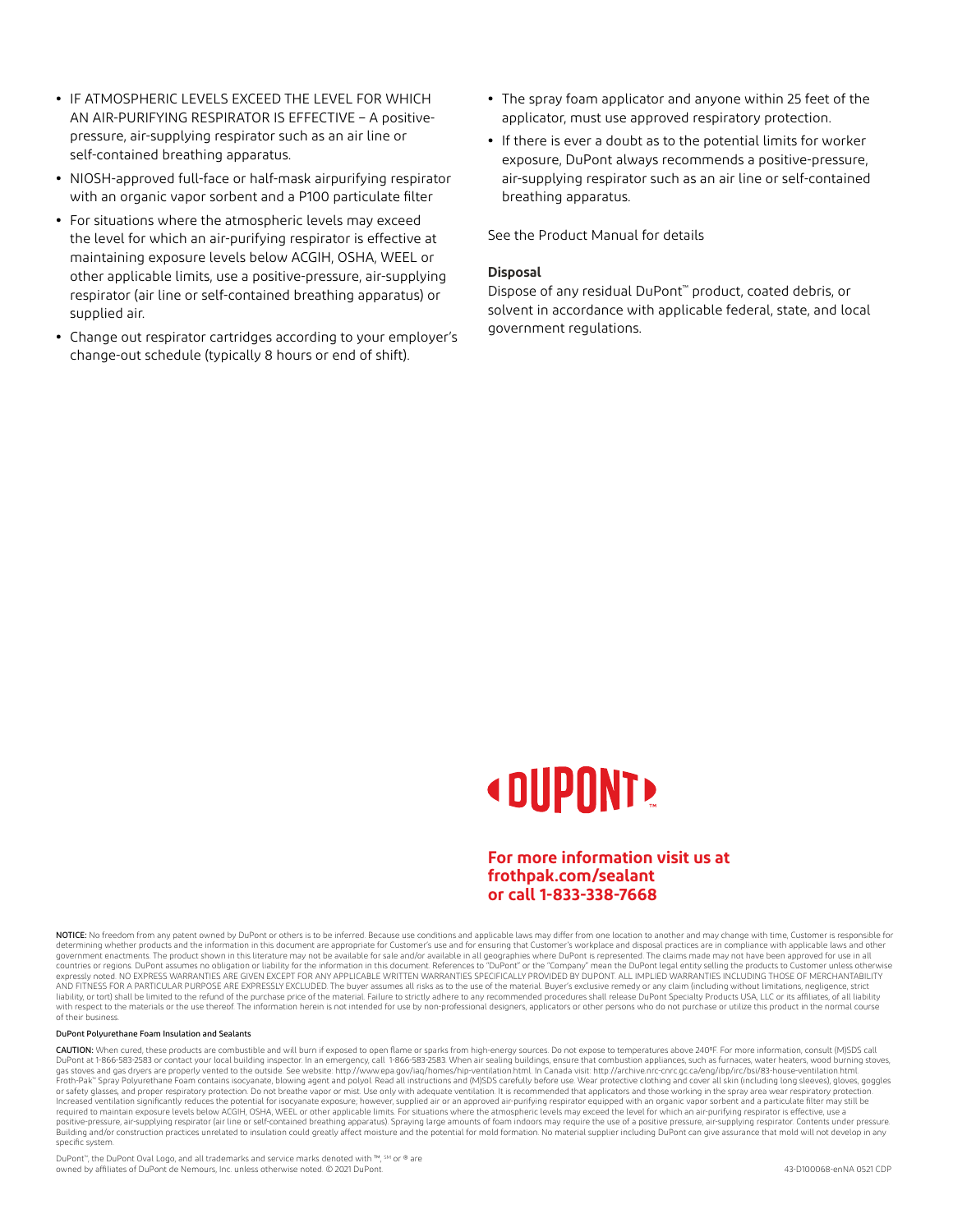- IF ATMOSPHERIC LEVELS EXCEED THE LEVEL FOR WHICH AN AIR-PURIFYING RESPIRATOR IS EFFECTIVE – A positive-pressure, air-supplying respirator such as an air line or self-contained breathing apparatus.
- NIOSH-approved full-face or half-mask airpurifying respirator with an organic vapor sorbent and a P100 particulate filter
- For situations where the atmospheric levels may exceed the level for which an air-purifying respirator is effective at maintaining exposure levels below ACGIH, OSHA, WEEL or other applicable limits, use a positive-pressure, air-supplying respirator (air line or self-contained breathing apparatus) or supplied air.
- Change out respirator cartridges according to your employer's change-out schedule (typically 8 hours or end of shift).
- The spray foam applicator and anyone within 25 feet of the applicator, must use approved respiratory protection.
- If there is ever a doubt as to the potential limits for worker exposure, DuPont always recommends a positive-pressure, air-supplying respirator such as an air line or self-contained breathing apparatus.

See the Product Manual for details

**Disposal**

Dispose of any residual DuPont™ product, coated debris, or solvent in accordance with applicable federal, state, and local government regulations.

DUPONT™

**For more information visit us at frothpak.com/sealant or call 1-833-338-7668**

**NOTICE:** No freedom from any patent owned by DuPont or others is to be inferred. Because use conditions and applicable laws may differ from one location to another and may change with time, Customer is responsible for determining whether products and the information in this document are appropriate for Customer's use and for ensuring that Customer's workplace and disposal practices are in compliance with applicable laws and other government enactments. The product shown in this literature may not be available for sale and/or available in all geographies where DuPont is represented. The claims made may not have been approved for use in all countries or regions. DuPont assumes no obligation or liability for the information in this document. References to "DuPont" or the "Company" mean the DuPont legal entity selling the products to Customer unless otherwise expressly noted. NO EXPRESS WARRANTIES ARE GIVEN EXCEPT FOR ANY APPLICABLE WRITTEN WARRANTIES SPECIFICALLY PROVIDED BY DUPONT. ALL IMPLIED WARRANTIES INCLUDING THOSE OF MERCHANTABILITY AND FITNESS FOR A PARTICULAR PURPOSE ARE EXPRESSLY EXCLUDED. The buyer assumes all risks as to the use of the material. Buyer's exclusive remedy or any claim (including without limitations, negligence, strict liability, or tort) shall be limited to the refund of the purchase price of the material. Failure to strictly adhere to any recommended procedures shall release DuPont Specialty Products USA, LLC or its affiliates, of all liability with respect to the materials or the use thereof. The information herein is not intended for use by non-professional designers, applicators or other persons who do not purchase or utilize this product in the normal course of their business.

**DuPont Polyurethane Foam Insulation and Sealants**

**CAUTION:** When cured, these products are combustible and will burn if exposed to open flame or sparks from high-energy sources. Do not expose to temperatures above 240°F. For more information, consult (M)SDS call DuPont at 1-866-583-2583 or contact your local building inspector. In an emergency, call 1-866-583-2583. When air sealing buildings, ensure that combustion appliances, such as furnaces, water heaters, wood burning stoves, gas stoves and gas dryers are properly vented to the outside. See website: http://www.epa.gov/iaq/homes/hip-ventilation.html. In Canada visit: http://archive.nrc-cnrc.gc.ca/eng/ibp/irc/bsi/83-house-ventilation.html. Froth-Pak™ Spray Polyurethane Foam contains isocyanate, blowing agent and polyol. Read all instructions and (M)SDS carefully before use. Wear protective clothing and cover all skin (including long sleeves), gloves, goggles or safety glasses, and proper respiratory protection. Do not breathe vapor or mist. Use only with adequate ventilation. It is recommended that applicators and those working in the spray area wear respiratory protection. Increased ventilation significantly reduces the potential for isocyanate exposure; however, supplied air or an approved air-purifying respirator equipped with an organic vapor sorbent and a particulate filter may still be required to maintain exposure levels below ACGIH, OSHA, WEEL or other applicable limits. For situations where the atmospheric levels may exceed the level for which an air-purifying respirator is effective, use a positive-pressure, air-supplying respirator (air line or self-contained breathing apparatus). Spraying large amounts of foam indoors may require the use of a positive pressure, air-supplying respirator. Contents under pressure. Building and/or construction practices unrelated to insulation could greatly affect moisture and the potential for mold formation. No material supplier including DuPont can give assurance that mold will not develop in any specific system.

DuPont™, the DuPont Oval Logo, and all trademarks and service marks denoted with ™, SM or ® are owned by affiliates of DuPont de Nemours, Inc. unless otherwise noted. © 2021 DuPont.

43-D100068-enNA 0521 CDP